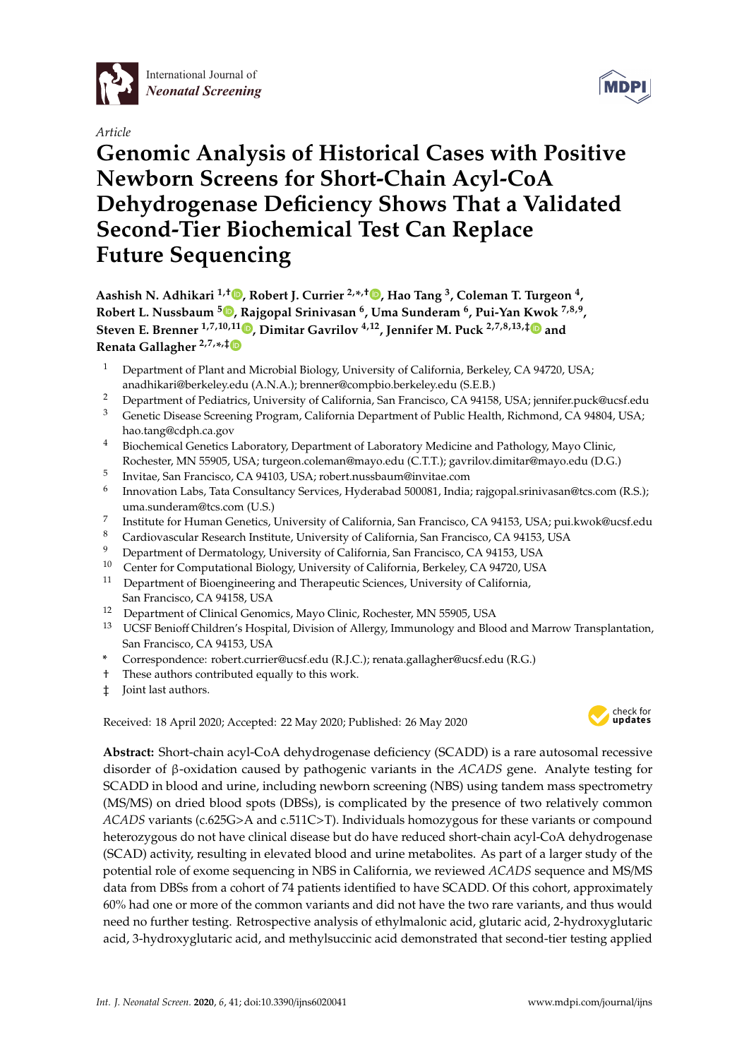International Journal of *Neonatal Screening*

*Article*

# Genomic Analysis of Historical Cases with Positive Newborn Screens for Short-Chain Acyl-CoA Dehydrogenase Deficiency Shows That a Validated Second-Tier Biochemical Test Can Replace Future Sequencing

**Aashish N. Adhikari [1,†], Robert J. Currier [2,*,†], Hao Tang [3], Coleman T. Turgeon [4], Robert L. Nussbaum [5], Rajgopal Srinivasan [6], Uma Sunderam [6], Pui-Yan Kwok [7,8,9], Steven E. Brenner [1,7,10,11], Dimitar Gavrilov [4,12], Jennifer M. Puck [2,7,8,13,‡] and Renata Gallagher [2,7,*,‡]**

1. Department of Plant and Microbial Biology, University of California, Berkeley, CA 94720, USA; anadhikari@berkeley.edu (A.N.A.); brenner@compbio.berkeley.edu (S.E.B.)
2. Department of Pediatrics, University of California, San Francisco, CA 94158, USA; jennifer.puck@ucsf.edu
3. Genetic Disease Screening Program, California Department of Public Health, Richmond, CA 94804, USA; hao.tang@cdph.ca.gov
4. Biochemical Genetics Laboratory, Department of Laboratory Medicine and Pathology, Mayo Clinic, Rochester, MN 55905, USA; turgeon.coleman@mayo.edu (C.T.T.); gavrilov.dimitar@mayo.edu (D.G.)
5. Invitae, San Francisco, CA 94103, USA; robert.nussbaum@invitae.com
6. Innovation Labs, Tata Consultancy Services, Hyderabad 500081, India; rajgopal.srinivasan@tcs.com (R.S.); uma.sunderam@tcs.com (U.S.)
7. Institute for Human Genetics, University of California, San Francisco, CA 94153, USA; pui.kwok@ucsf.edu
8. Cardiovascular Research Institute, University of California, San Francisco, CA 94153, USA
9. Department of Dermatology, University of California, San Francisco, CA 94153, USA
10. Center for Computational Biology, University of California, Berkeley, CA 94720, USA
11. Department of Bioengineering and Therapeutic Sciences, University of California, San Francisco, CA 94158, USA
12. Department of Clinical Genomics, Mayo Clinic, Rochester, MN 55905, USA
13. UCSF Benioff Children's Hospital, Division of Allergy, Immunology and Blood and Marrow Transplantation, San Francisco, CA 94153, USA

\* Correspondence: robert.currier@ucsf.edu (R.J.C.); renata.gallagher@ucsf.edu (R.G.)
† These authors contributed equally to this work.
‡ Joint last authors.

Received: 18 April 2020; Accepted: 22 May 2020; Published: 26 May 2020

**Abstract:** Short-chain acyl-CoA dehydrogenase deficiency (SCADD) is a rare autosomal recessive disorder of β-oxidation caused by pathogenic variants in the *ACADS* gene. Analyte testing for SCADD in blood and urine, including newborn screening (NBS) using tandem mass spectrometry (MS/MS) on dried blood spots (DBSs), is complicated by the presence of two relatively common *ACADS* variants (c.625G>A and c.511C>T). Individuals homozygous for these variants or compound heterozygous do not have clinical disease but do have reduced short-chain acyl-CoA dehydrogenase (SCAD) activity, resulting in elevated blood and urine metabolites. As part of a larger study of the potential role of exome sequencing in NBS in California, we reviewed *ACADS* sequence and MS/MS data from DBSs from a cohort of 74 patients identified to have SCADD. Of this cohort, approximately 60% had one or more of the common variants and did not have the two rare variants, and thus would need no further testing. Retrospective analysis of ethylmalonic acid, glutaric acid, 2-hydroxyglutaric acid, 3-hydroxyglutaric acid, and methylsuccinic acid demonstrated that second-tier testing applied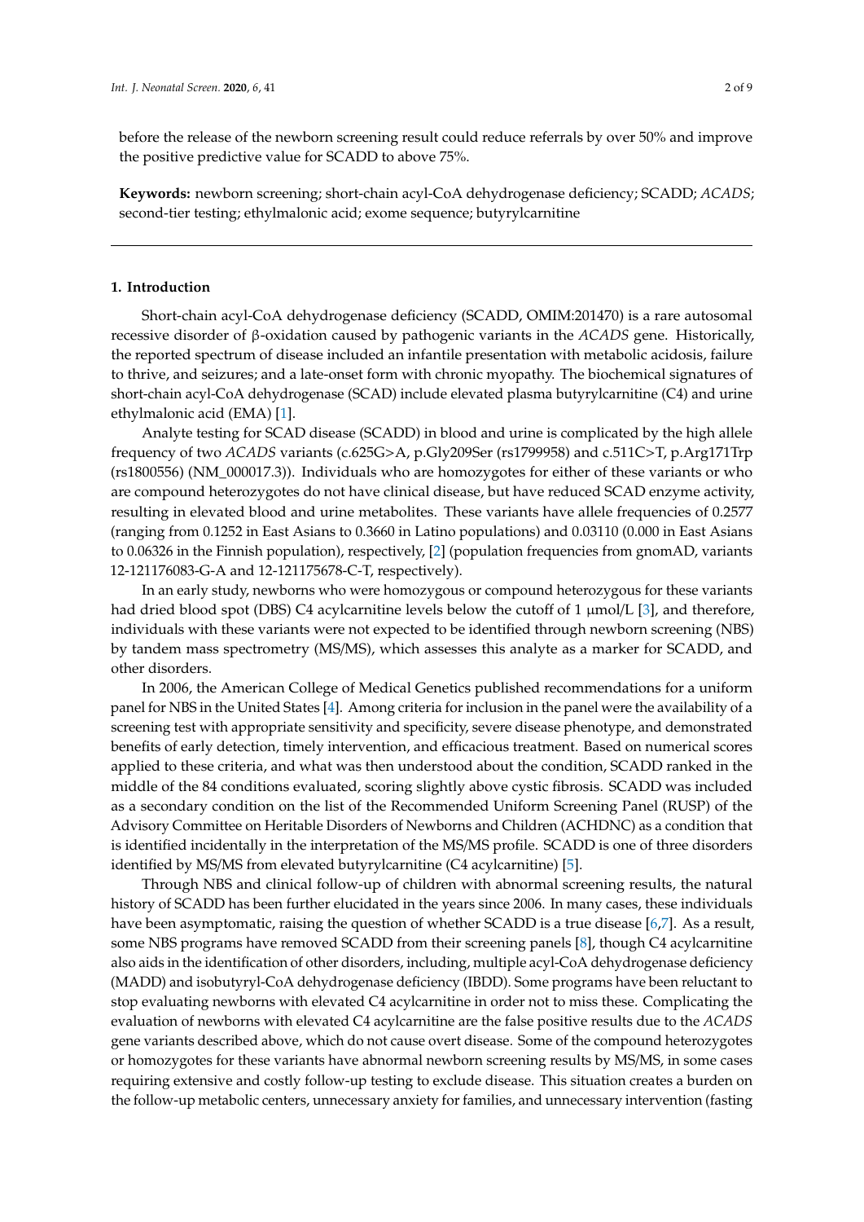before the release of the newborn screening result could reduce referrals by over 50% and improve the positive predictive value for SCADD to above 75%.

**Keywords:** newborn screening; short-chain acyl-CoA dehydrogenase deficiency; SCADD; *ACADS*; second-tier testing; ethylmalonic acid; exome sequence; butyrylcarnitine

---

## 1. Introduction

Short-chain acyl-CoA dehydrogenase deficiency (SCADD, OMIM:201470) is a rare autosomal recessive disorder of β-oxidation caused by pathogenic variants in the *ACADS* gene. Historically, the reported spectrum of disease included an infantile presentation with metabolic acidosis, failure to thrive, and seizures; and a late-onset form with chronic myopathy. The biochemical signatures of short-chain acyl-CoA dehydrogenase (SCAD) include elevated plasma butyrylcarnitine (C4) and urine ethylmalonic acid (EMA) [1].

Analyte testing for SCAD disease (SCADD) in blood and urine is complicated by the high allele frequency of two *ACADS* variants (c.625G>A, p.Gly209Ser (rs1799958) and c.511C>T, p.Arg171Trp (rs1800556) (NM_000017.3)). Individuals who are homozygotes for either of these variants or who are compound heterozygotes do not have clinical disease, but have reduced SCAD enzyme activity, resulting in elevated blood and urine metabolites. These variants have allele frequencies of 0.2577 (ranging from 0.1252 in East Asians to 0.3660 in Latino populations) and 0.03110 (0.000 in East Asians to 0.06326 in the Finnish population), respectively, [2] (population frequencies from gnomAD, variants 12-121176083-G-A and 12-121175678-C-T, respectively).

In an early study, newborns who were homozygous or compound heterozygous for these variants had dried blood spot (DBS) C4 acylcarnitine levels below the cutoff of 1 μmol/L [3], and therefore, individuals with these variants were not expected to be identified through newborn screening (NBS) by tandem mass spectrometry (MS/MS), which assesses this analyte as a marker for SCADD, and other disorders.

In 2006, the American College of Medical Genetics published recommendations for a uniform panel for NBS in the United States [4]. Among criteria for inclusion in the panel were the availability of a screening test with appropriate sensitivity and specificity, severe disease phenotype, and demonstrated benefits of early detection, timely intervention, and efficacious treatment. Based on numerical scores applied to these criteria, and what was then understood about the condition, SCADD ranked in the middle of the 84 conditions evaluated, scoring slightly above cystic fibrosis. SCADD was included as a secondary condition on the list of the Recommended Uniform Screening Panel (RUSP) of the Advisory Committee on Heritable Disorders of Newborns and Children (ACHDNC) as a condition that is identified incidentally in the interpretation of the MS/MS profile. SCADD is one of three disorders identified by MS/MS from elevated butyrylcarnitine (C4 acylcarnitine) [5].

Through NBS and clinical follow-up of children with abnormal screening results, the natural history of SCADD has been further elucidated in the years since 2006. In many cases, these individuals have been asymptomatic, raising the question of whether SCADD is a true disease [6,7]. As a result, some NBS programs have removed SCADD from their screening panels [8], though C4 acylcarnitine also aids in the identification of other disorders, including, multiple acyl-CoA dehydrogenase deficiency (MADD) and isobutyryl-CoA dehydrogenase deficiency (IBDD). Some programs have been reluctant to stop evaluating newborns with elevated C4 acylcarnitine in order not to miss these. Complicating the evaluation of newborns with elevated C4 acylcarnitine are the false positive results due to the *ACADS* gene variants described above, which do not cause overt disease. Some of the compound heterozygotes or homozygotes for these variants have abnormal newborn screening results by MS/MS, in some cases requiring extensive and costly follow-up testing to exclude disease. This situation creates a burden on the follow-up metabolic centers, unnecessary anxiety for families, and unnecessary intervention (fasting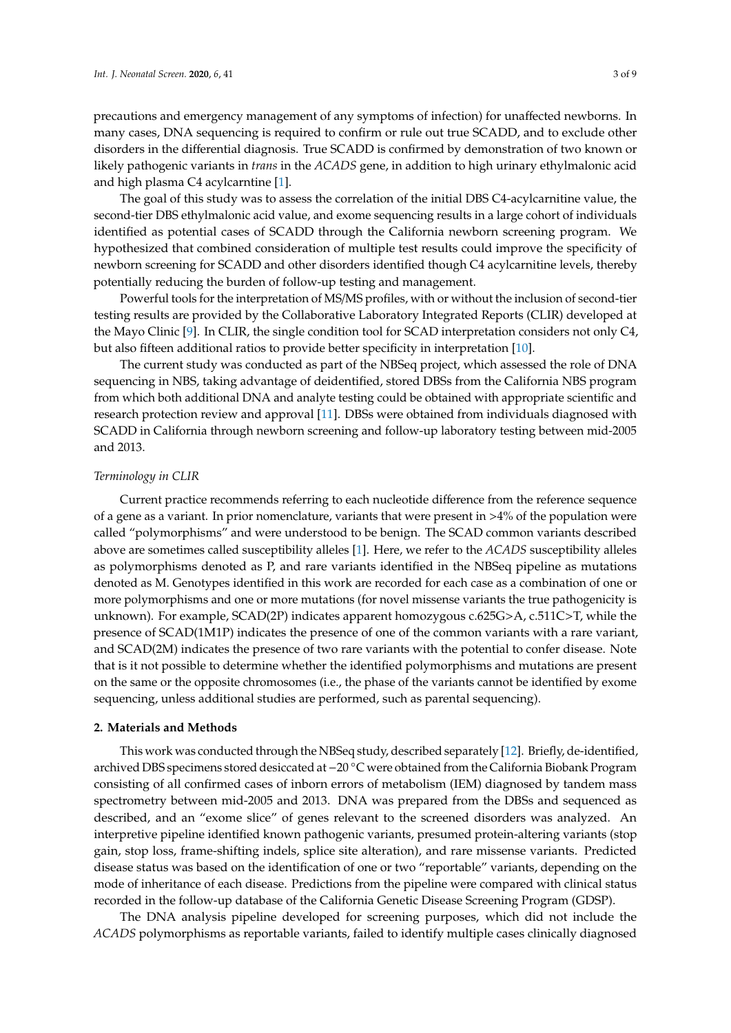precautions and emergency management of any symptoms of infection) for unaffected newborns. In many cases, DNA sequencing is required to confirm or rule out true SCADD, and to exclude other disorders in the differential diagnosis. True SCADD is confirmed by demonstration of two known or likely pathogenic variants in *trans* in the *ACADS* gene, in addition to high urinary ethylmalonic acid and high plasma C4 acylcarntine [1].

The goal of this study was to assess the correlation of the initial DBS C4-acylcarnitine value, the second-tier DBS ethylmalonic acid value, and exome sequencing results in a large cohort of individuals identified as potential cases of SCADD through the California newborn screening program. We hypothesized that combined consideration of multiple test results could improve the specificity of newborn screening for SCADD and other disorders identified though C4 acylcarnitine levels, thereby potentially reducing the burden of follow-up testing and management.

Powerful tools for the interpretation of MS/MS profiles, with or without the inclusion of second-tier testing results are provided by the Collaborative Laboratory Integrated Reports (CLIR) developed at the Mayo Clinic [9]. In CLIR, the single condition tool for SCAD interpretation considers not only C4, but also fifteen additional ratios to provide better specificity in interpretation [10].

The current study was conducted as part of the NBSeq project, which assessed the role of DNA sequencing in NBS, taking advantage of deidentified, stored DBSs from the California NBS program from which both additional DNA and analyte testing could be obtained with appropriate scientific and research protection review and approval [11]. DBSs were obtained from individuals diagnosed with SCADD in California through newborn screening and follow-up laboratory testing between mid-2005 and 2013.

*Terminology in CLIR*

Current practice recommends referring to each nucleotide difference from the reference sequence of a gene as a variant. In prior nomenclature, variants that were present in >4% of the population were called "polymorphisms" and were understood to be benign. The SCAD common variants described above are sometimes called susceptibility alleles [1]. Here, we refer to the *ACADS* susceptibility alleles as polymorphisms denoted as P, and rare variants identified in the NBSeq pipeline as mutations denoted as M. Genotypes identified in this work are recorded for each case as a combination of one or more polymorphisms and one or more mutations (for novel missense variants the true pathogenicity is unknown). For example, SCAD(2P) indicates apparent homozygous c.625G>A, c.511C>T, while the presence of SCAD(1M1P) indicates the presence of one of the common variants with a rare variant, and SCAD(2M) indicates the presence of two rare variants with the potential to confer disease. Note that is it not possible to determine whether the identified polymorphisms and mutations are present on the same or the opposite chromosomes (i.e., the phase of the variants cannot be identified by exome sequencing, unless additional studies are performed, such as parental sequencing).

## 2. Materials and Methods

This work was conducted through the NBSeq study, described separately [12]. Briefly, de-identified, archived DBS specimens stored desiccated at −20 °C were obtained from the California Biobank Program consisting of all confirmed cases of inborn errors of metabolism (IEM) diagnosed by tandem mass spectrometry between mid-2005 and 2013. DNA was prepared from the DBSs and sequenced as described, and an "exome slice" of genes relevant to the screened disorders was analyzed. An interpretive pipeline identified known pathogenic variants, presumed protein-altering variants (stop gain, stop loss, frame-shifting indels, splice site alteration), and rare missense variants. Predicted disease status was based on the identification of one or two "reportable" variants, depending on the mode of inheritance of each disease. Predictions from the pipeline were compared with clinical status recorded in the follow-up database of the California Genetic Disease Screening Program (GDSP).

The DNA analysis pipeline developed for screening purposes, which did not include the *ACADS* polymorphisms as reportable variants, failed to identify multiple cases clinically diagnosed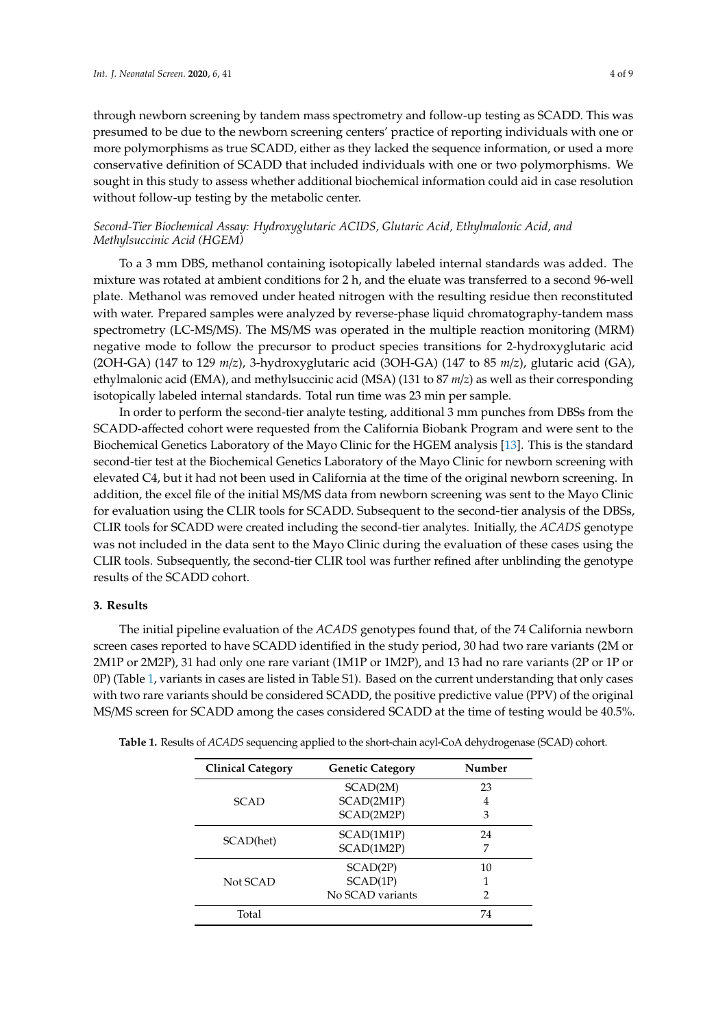through newborn screening by tandem mass spectrometry and follow-up testing as SCADD. This was presumed to be due to the newborn screening centers' practice of reporting individuals with one or more polymorphisms as true SCADD, either as they lacked the sequence information, or used a more conservative definition of SCADD that included individuals with one or two polymorphisms. We sought in this study to assess whether additional biochemical information could aid in case resolution without follow-up testing by the metabolic center.

*Second-Tier Biochemical Assay: Hydroxyglutaric ACIDS, Glutaric Acid, Ethylmalonic Acid, and Methylsuccinic Acid (HGEM)*

To a 3 mm DBS, methanol containing isotopically labeled internal standards was added. The mixture was rotated at ambient conditions for 2 h, and the eluate was transferred to a second 96-well plate. Methanol was removed under heated nitrogen with the resulting residue then reconstituted with water. Prepared samples were analyzed by reverse-phase liquid chromatography-tandem mass spectrometry (LC-MS/MS). The MS/MS was operated in the multiple reaction monitoring (MRM) negative mode to follow the precursor to product species transitions for 2-hydroxyglutaric acid (2OH-GA) (147 to 129 *m*/*z*), 3-hydroxyglutaric acid (3OH-GA) (147 to 85 *m*/*z*), glutaric acid (GA), ethylmalonic acid (EMA), and methylsuccinic acid (MSA) (131 to 87 *m*/*z*) as well as their corresponding isotopically labeled internal standards. Total run time was 23 min per sample.

In order to perform the second-tier analyte testing, additional 3 mm punches from DBSs from the SCADD-affected cohort were requested from the California Biobank Program and were sent to the Biochemical Genetics Laboratory of the Mayo Clinic for the HGEM analysis [13]. This is the standard second-tier test at the Biochemical Genetics Laboratory of the Mayo Clinic for newborn screening with elevated C4, but it had not been used in California at the time of the original newborn screening. In addition, the excel file of the initial MS/MS data from newborn screening was sent to the Mayo Clinic for evaluation using the CLIR tools for SCADD. Subsequent to the second-tier analysis of the DBSs, CLIR tools for SCADD were created including the second-tier analytes. Initially, the *ACADS* genotype was not included in the data sent to the Mayo Clinic during the evaluation of these cases using the CLIR tools. Subsequently, the second-tier CLIR tool was further refined after unblinding the genotype results of the SCADD cohort.

## 3. Results

The initial pipeline evaluation of the *ACADS* genotypes found that, of the 74 California newborn screen cases reported to have SCADD identified in the study period, 30 had two rare variants (2M or 2M1P or 2M2P), 31 had only one rare variant (1M1P or 1M2P), and 13 had no rare variants (2P or 1P or 0P) (Table 1, variants in cases are listed in Table S1). Based on the current understanding that only cases with two rare variants should be considered SCADD, the positive predictive value (PPV) of the original MS/MS screen for SCADD among the cases considered SCADD at the time of testing would be 40.5%.

**Table 1.** Results of *ACADS* sequencing applied to the short-chain acyl-CoA dehydrogenase (SCAD) cohort.

| Clinical Category | Genetic Category | Number |
|---|---|---|
| SCAD | SCAD(2M) | 23 |
| | SCAD(2M1P) | 4 |
| | SCAD(2M2P) | 3 |
| SCAD(het) | SCAD(1M1P) | 24 |
| | SCAD(1M2P) | 7 |
| Not SCAD | SCAD(2P) | 10 |
| | SCAD(1P) | 1 |
| | No SCAD variants | 2 |
| Total | | 74 |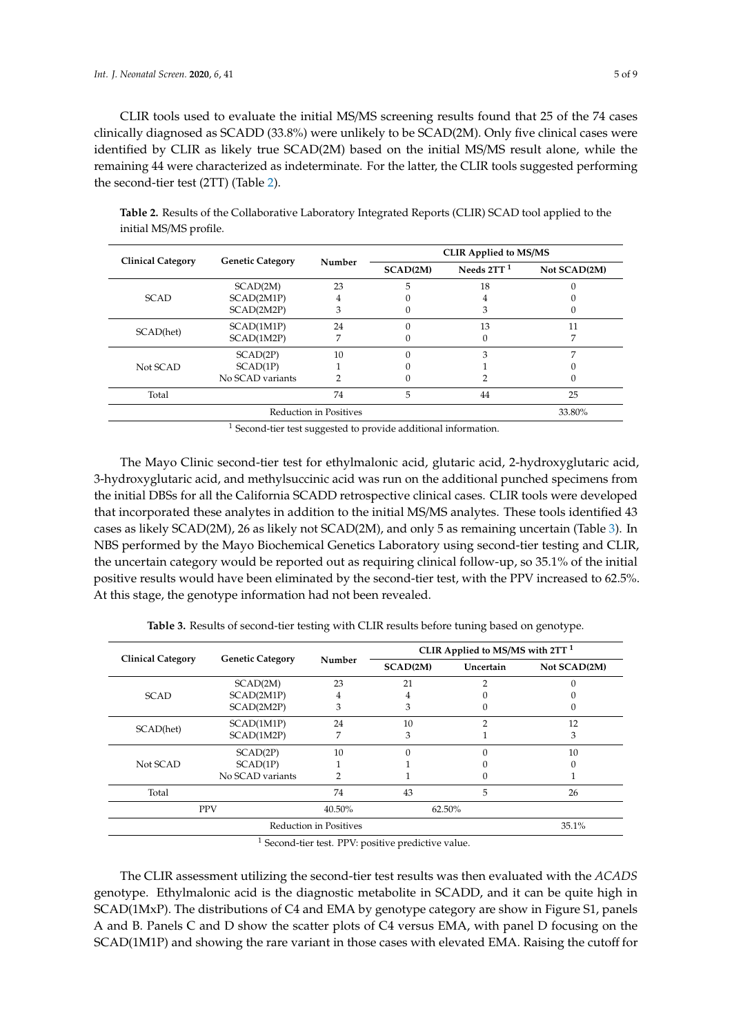CLIR tools used to evaluate the initial MS/MS screening results found that 25 of the 74 cases clinically diagnosed as SCADD (33.8%) were unlikely to be SCAD(2M). Only five clinical cases were identified by CLIR as likely true SCAD(2M) based on the initial MS/MS result alone, while the remaining 44 were characterized as indeterminate. For the latter, the CLIR tools suggested performing the second-tier test (2TT) (Table 2).

**Table 2.** Results of the Collaborative Laboratory Integrated Reports (CLIR) SCAD tool applied to the initial MS/MS profile.

| Clinical Category | Genetic Category | Number | CLIR Applied to MS/MS | | |
|---|---|---|---|---|---|
| | | | SCAD(2M) | Needs 2TT [1] | Not SCAD(2M) |
| SCAD | SCAD(2M) | 23 | 5 | 18 | 0 |
| | SCAD(2M1P) | 4 | 0 | 4 | 0 |
| | SCAD(2M2P) | 3 | 0 | 3 | 0 |
| SCAD(het) | SCAD(1M1P) | 24 | 0 | 13 | 11 |
| | SCAD(1M2P) | 7 | 0 | 0 | 7 |
| Not SCAD | SCAD(2P) | 10 | 0 | 3 | 7 |
| | SCAD(1P) | 1 | 0 | 1 | 0 |
| | No SCAD variants | 2 | 0 | 2 | 0 |
| Total | | 74 | 5 | 44 | 25 |
| Reduction in Positives | | | | | 33.80% |

[1] Second-tier test suggested to provide additional information.

The Mayo Clinic second-tier test for ethylmalonic acid, glutaric acid, 2-hydroxyglutaric acid, 3-hydroxyglutaric acid, and methylsuccinic acid was run on the additional punched specimens from the initial DBSs for all the California SCADD retrospective clinical cases. CLIR tools were developed that incorporated these analytes in addition to the initial MS/MS analytes. These tools identified 43 cases as likely SCAD(2M), 26 as likely not SCAD(2M), and only 5 as remaining uncertain (Table 3). In NBS performed by the Mayo Biochemical Genetics Laboratory using second-tier testing and CLIR, the uncertain category would be reported out as requiring clinical follow-up, so 35.1% of the initial positive results would have been eliminated by the second-tier test, with the PPV increased to 62.5%. At this stage, the genotype information had not been revealed.

**Table 3.** Results of second-tier testing with CLIR results before tuning based on genotype.

| Clinical Category | Genetic Category | Number | CLIR Applied to MS/MS with 2TT [1] | | |
|---|---|---|---|---|---|
| | | | SCAD(2M) | Uncertain | Not SCAD(2M) |
| SCAD | SCAD(2M) | 23 | 21 | 2 | 0 |
| | SCAD(2M1P) | 4 | 4 | 0 | 0 |
| | SCAD(2M2P) | 3 | 3 | 0 | 0 |
| SCAD(het) | SCAD(1M1P) | 24 | 10 | 2 | 12 |
| | SCAD(1M2P) | 7 | 3 | 1 | 3 |
| Not SCAD | SCAD(2P) | 10 | 0 | 0 | 10 |
| | SCAD(1P) | 1 | 1 | 0 | 0 |
| | No SCAD variants | 2 | 1 | 0 | 1 |
| Total | | 74 | 43 | 5 | 26 |
| PPV | | 40.50% | 62.50% | | |
| Reduction in Positives | | | | | 35.1% |

[1] Second-tier test. PPV: positive predictive value.

The CLIR assessment utilizing the second-tier test results was then evaluated with the *ACADS* genotype. Ethylmalonic acid is the diagnostic metabolite in SCADD, and it can be quite high in SCAD(1MxP). The distributions of C4 and EMA by genotype category are show in Figure S1, panels A and B. Panels C and D show the scatter plots of C4 versus EMA, with panel D focusing on the SCAD(1M1P) and showing the rare variant in those cases with elevated EMA. Raising the cutoff for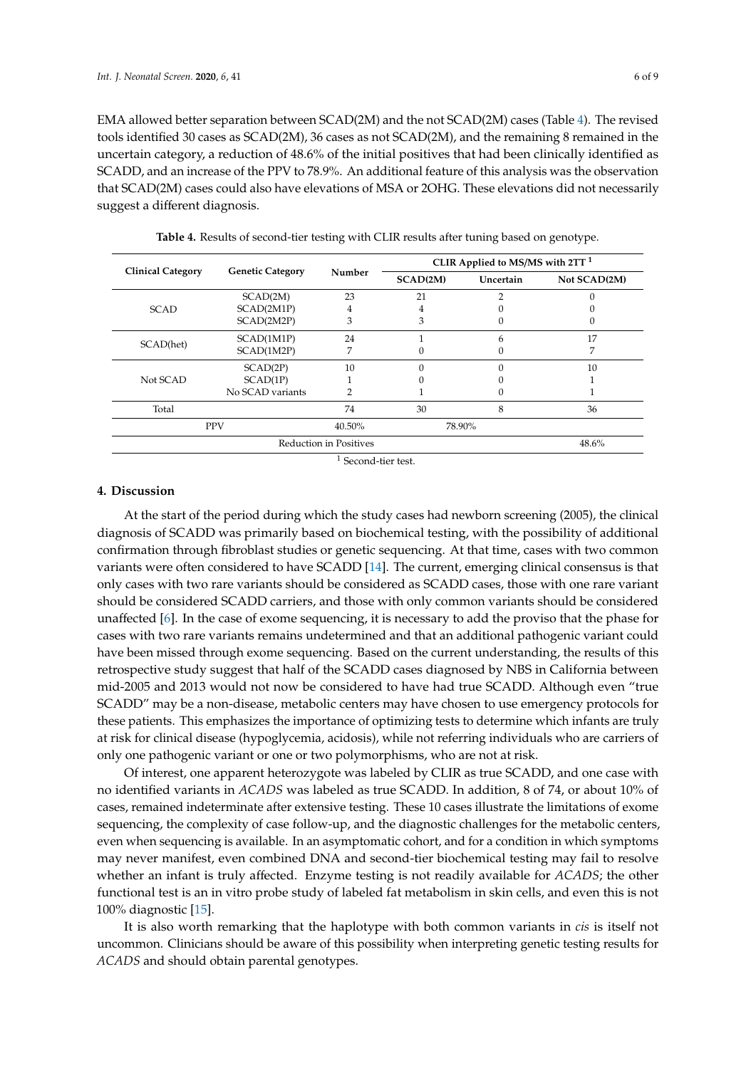EMA allowed better separation between SCAD(2M) and the not SCAD(2M) cases (Table 4). The revised tools identified 30 cases as SCAD(2M), 36 cases as not SCAD(2M), and the remaining 8 remained in the uncertain category, a reduction of 48.6% of the initial positives that had been clinically identified as SCADD, and an increase of the PPV to 78.9%. An additional feature of this analysis was the observation that SCAD(2M) cases could also have elevations of MSA or 2OHG. These elevations did not necessarily suggest a different diagnosis.

**Table 4.** Results of second-tier testing with CLIR results after tuning based on genotype.

| Clinical Category | Genetic Category | Number | CLIR Applied to MS/MS with 2TT [1] | | |
|---|---|---|---|---|---|
| | | | SCAD(2M) | Uncertain | Not SCAD(2M) |
| SCAD | SCAD(2M) | 23 | 21 | 2 | 0 |
| | SCAD(2M1P) | 4 | 4 | 0 | 0 |
| | SCAD(2M2P) | 3 | 3 | 0 | 0 |
| SCAD(het) | SCAD(1M1P) | 24 | 1 | 6 | 17 |
| | SCAD(1M2P) | 7 | 0 | 0 | 7 |
| Not SCAD | SCAD(2P) | 10 | 0 | 0 | 10 |
| | SCAD(1P) | 1 | 0 | 0 | 1 |
| | No SCAD variants | 2 | 1 | 0 | 1 |
| Total | | 74 | 30 | 8 | 36 |
| PPV | | 40.50% | 78.90% | | |
| Reduction in Positives | | | | | 48.6% |

[1] Second-tier test.

## 4. Discussion

At the start of the period during which the study cases had newborn screening (2005), the clinical diagnosis of SCADD was primarily based on biochemical testing, with the possibility of additional confirmation through fibroblast studies or genetic sequencing. At that time, cases with two common variants were often considered to have SCADD [14]. The current, emerging clinical consensus is that only cases with two rare variants should be considered as SCADD cases, those with one rare variant should be considered SCADD carriers, and those with only common variants should be considered unaffected [6]. In the case of exome sequencing, it is necessary to add the proviso that the phase for cases with two rare variants remains undetermined and that an additional pathogenic variant could have been missed through exome sequencing. Based on the current understanding, the results of this retrospective study suggest that half of the SCADD cases diagnosed by NBS in California between mid-2005 and 2013 would not now be considered to have had true SCADD. Although even "true SCADD" may be a non-disease, metabolic centers may have chosen to use emergency protocols for these patients. This emphasizes the importance of optimizing tests to determine which infants are truly at risk for clinical disease (hypoglycemia, acidosis), while not referring individuals who are carriers of only one pathogenic variant or one or two polymorphisms, who are not at risk.

Of interest, one apparent heterozygote was labeled by CLIR as true SCADD, and one case with no identified variants in *ACADS* was labeled as true SCADD. In addition, 8 of 74, or about 10% of cases, remained indeterminate after extensive testing. These 10 cases illustrate the limitations of exome sequencing, the complexity of case follow-up, and the diagnostic challenges for the metabolic centers, even when sequencing is available. In an asymptomatic cohort, and for a condition in which symptoms may never manifest, even combined DNA and second-tier biochemical testing may fail to resolve whether an infant is truly affected. Enzyme testing is not readily available for *ACADS*; the other functional test is an in vitro probe study of labeled fat metabolism in skin cells, and even this is not 100% diagnostic [15].

It is also worth remarking that the haplotype with both common variants in *cis* is itself not uncommon. Clinicians should be aware of this possibility when interpreting genetic testing results for *ACADS* and should obtain parental genotypes.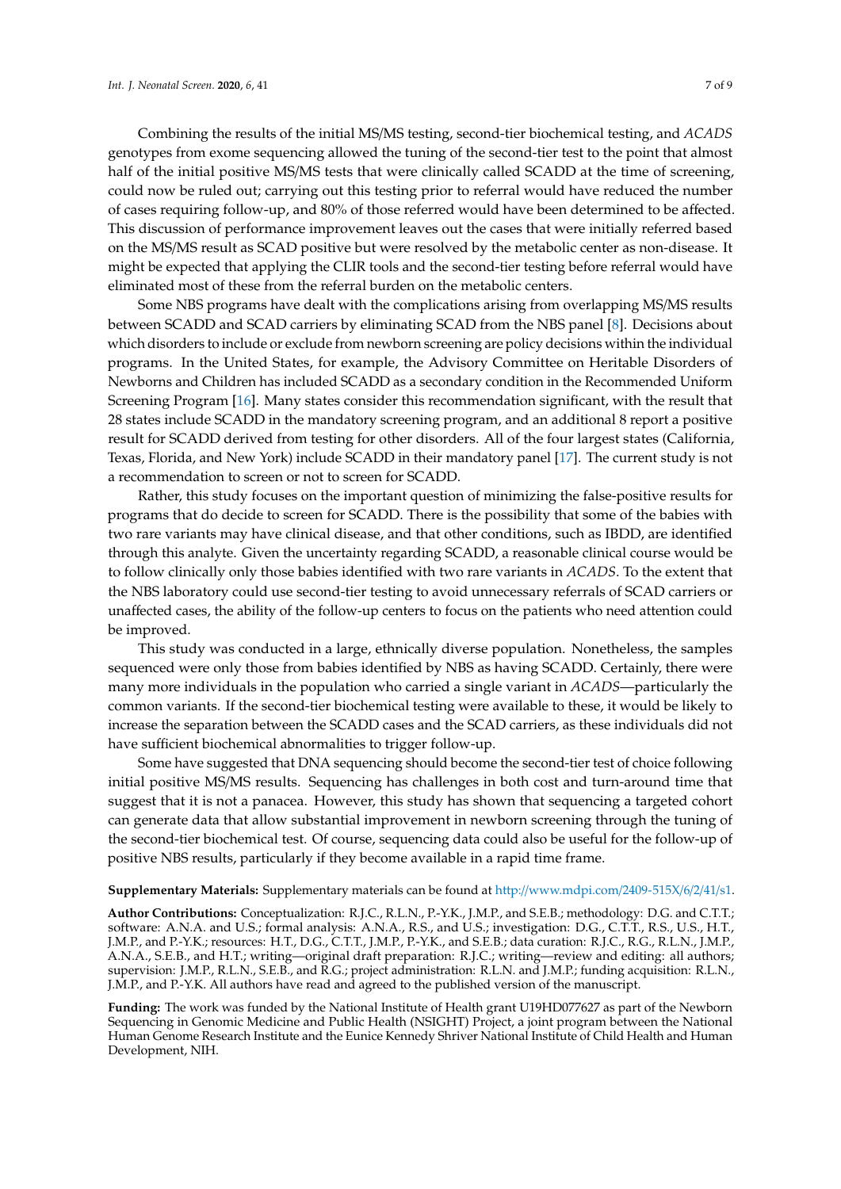Combining the results of the initial MS/MS testing, second-tier biochemical testing, and *ACADS* genotypes from exome sequencing allowed the tuning of the second-tier test to the point that almost half of the initial positive MS/MS tests that were clinically called SCADD at the time of screening, could now be ruled out; carrying out this testing prior to referral would have reduced the number of cases requiring follow-up, and 80% of those referred would have been determined to be affected. This discussion of performance improvement leaves out the cases that were initially referred based on the MS/MS result as SCAD positive but were resolved by the metabolic center as non-disease. It might be expected that applying the CLIR tools and the second-tier testing before referral would have eliminated most of these from the referral burden on the metabolic centers.

Some NBS programs have dealt with the complications arising from overlapping MS/MS results between SCADD and SCAD carriers by eliminating SCAD from the NBS panel [8]. Decisions about which disorders to include or exclude from newborn screening are policy decisions within the individual programs. In the United States, for example, the Advisory Committee on Heritable Disorders of Newborns and Children has included SCADD as a secondary condition in the Recommended Uniform Screening Program [16]. Many states consider this recommendation significant, with the result that 28 states include SCADD in the mandatory screening program, and an additional 8 report a positive result for SCADD derived from testing for other disorders. All of the four largest states (California, Texas, Florida, and New York) include SCADD in their mandatory panel [17]. The current study is not a recommendation to screen or not to screen for SCADD.

Rather, this study focuses on the important question of minimizing the false-positive results for programs that do decide to screen for SCADD. There is the possibility that some of the babies with two rare variants may have clinical disease, and that other conditions, such as IBDD, are identified through this analyte. Given the uncertainty regarding SCADD, a reasonable clinical course would be to follow clinically only those babies identified with two rare variants in *ACADS*. To the extent that the NBS laboratory could use second-tier testing to avoid unnecessary referrals of SCAD carriers or unaffected cases, the ability of the follow-up centers to focus on the patients who need attention could be improved.

This study was conducted in a large, ethnically diverse population. Nonetheless, the samples sequenced were only those from babies identified by NBS as having SCADD. Certainly, there were many more individuals in the population who carried a single variant in *ACADS*—particularly the common variants. If the second-tier biochemical testing were available to these, it would be likely to increase the separation between the SCADD cases and the SCAD carriers, as these individuals did not have sufficient biochemical abnormalities to trigger follow-up.

Some have suggested that DNA sequencing should become the second-tier test of choice following initial positive MS/MS results. Sequencing has challenges in both cost and turn-around time that suggest that it is not a panacea. However, this study has shown that sequencing a targeted cohort can generate data that allow substantial improvement in newborn screening through the tuning of the second-tier biochemical test. Of course, sequencing data could also be useful for the follow-up of positive NBS results, particularly if they become available in a rapid time frame.

**Supplementary Materials:** Supplementary materials can be found at http://www.mdpi.com/2409-515X/6/2/41/s1.

**Author Contributions:** Conceptualization: R.J.C., R.L.N., P.-Y.K., J.M.P., and S.E.B.; methodology: D.G. and C.T.T.; software: A.N.A. and U.S.; formal analysis: A.N.A., R.S., and U.S.; investigation: D.G., C.T.T., R.S., U.S., H.T., J.M.P., and P.-Y.K.; resources: H.T., D.G., C.T.T., J.M.P., P.-Y.K., and S.E.B.; data curation: R.J.C., R.G., R.L.N., J.M.P., A.N.A., S.E.B., and H.T.; writing—original draft preparation: R.J.C.; writing—review and editing: all authors; supervision: J.M.P., R.L.N., S.E.B., and R.G.; project administration: R.L.N. and J.M.P.; funding acquisition: R.L.N., J.M.P., and P.-Y.K. All authors have read and agreed to the published version of the manuscript.

**Funding:** The work was funded by the National Institute of Health grant U19HD077627 as part of the Newborn Sequencing in Genomic Medicine and Public Health (NSIGHT) Project, a joint program between the National Human Genome Research Institute and the Eunice Kennedy Shriver National Institute of Child Health and Human Development, NIH.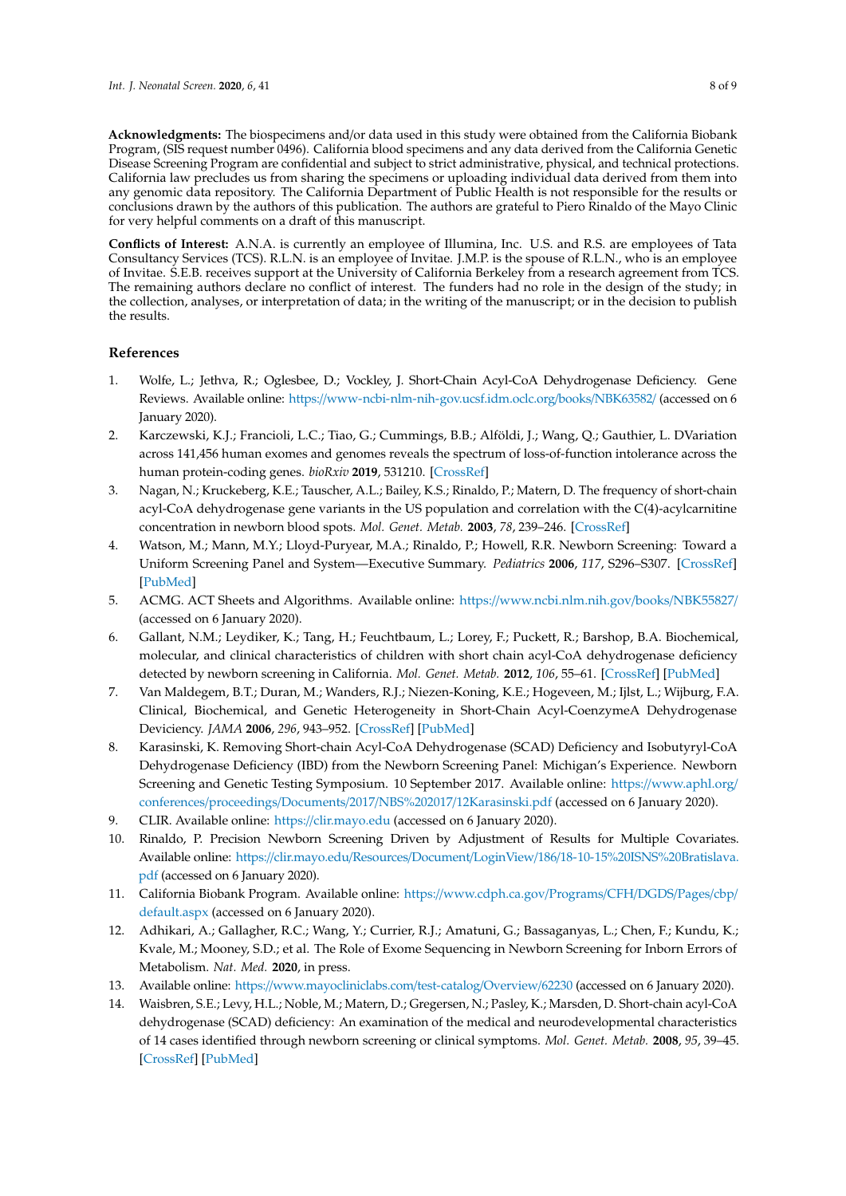**Acknowledgments:** The biospecimens and/or data used in this study were obtained from the California Biobank Program, (SIS request number 0496). California blood specimens and any data derived from the California Genetic Disease Screening Program are confidential and subject to strict administrative, physical, and technical protections. California law precludes us from sharing the specimens or uploading individual data derived from them into any genomic data repository. The California Department of Public Health is not responsible for the results or conclusions drawn by the authors of this publication. The authors are grateful to Piero Rinaldo of the Mayo Clinic for very helpful comments on a draft of this manuscript.

**Conflicts of Interest:** A.N.A. is currently an employee of Illumina, Inc. U.S. and R.S. are employees of Tata Consultancy Services (TCS). R.L.N. is an employee of Invitae. J.M.P. is the spouse of R.L.N., who is an employee of Invitae. S.E.B. receives support at the University of California Berkeley from a research agreement from TCS. The remaining authors declare no conflict of interest. The funders had no role in the design of the study; in the collection, analyses, or interpretation of data; in the writing of the manuscript; or in the decision to publish the results.

## References

1. Wolfe, L.; Jethva, R.; Oglesbee, D.; Vockley, J. Short-Chain Acyl-CoA Dehydrogenase Deficiency. Gene Reviews. Available online: https://www-ncbi-nlm-nih-gov.ucsf.idm.oclc.org/books/NBK63582/ (accessed on 6 January 2020).
2. Karczewski, K.J.; Francioli, L.C.; Tiao, G.; Cummings, B.B.; Alföldi, J.; Wang, Q.; Gauthier, L. DVariation across 141,456 human exomes and genomes reveals the spectrum of loss-of-function intolerance across the human protein-coding genes. *bioRxiv* **2019**, 531210. [CrossRef]
3. Nagan, N.; Kruckeberg, K.E.; Tauscher, A.L.; Bailey, K.S.; Rinaldo, P.; Matern, D. The frequency of short-chain acyl-CoA dehydrogenase gene variants in the US population and correlation with the C(4)-acylcarnitine concentration in newborn blood spots. *Mol. Genet. Metab.* **2003**, *78*, 239–246. [CrossRef]
4. Watson, M.; Mann, M.Y.; Lloyd-Puryear, M.A.; Rinaldo, P.; Howell, R.R. Newborn Screening: Toward a Uniform Screening Panel and System—Executive Summary. *Pediatrics* **2006**, *117*, S296–S307. [CrossRef] [PubMed]
5. ACMG. ACT Sheets and Algorithms. Available online: https://www.ncbi.nlm.nih.gov/books/NBK55827/ (accessed on 6 January 2020).
6. Gallant, N.M.; Leydiker, K.; Tang, H.; Feuchtbaum, L.; Lorey, F.; Puckett, R.; Barshop, B.A. Biochemical, molecular, and clinical characteristics of children with short chain acyl-CoA dehydrogenase deficiency detected by newborn screening in California. *Mol. Genet. Metab.* **2012**, *106*, 55–61. [CrossRef] [PubMed]
7. Van Maldegem, B.T.; Duran, M.; Wanders, R.J.; Niezen-Koning, K.E.; Hogeveen, M.; Ijlst, L.; Wijburg, F.A. Clinical, Biochemical, and Genetic Heterogeneity in Short-Chain Acyl-CoenzymeA Dehydrogenase Deviciency. *JAMA* **2006**, *296*, 943–952. [CrossRef] [PubMed]
8. Karasinski, K. Removing Short-chain Acyl-CoA Dehydrogenase (SCAD) Deficiency and Isobutyryl-CoA Dehydrogenase Deficiency (IBD) from the Newborn Screening Panel: Michigan's Experience. Newborn Screening and Genetic Testing Symposium. 10 September 2017. Available online: https://www.aphl.org/conferences/proceedings/Documents/2017/NBS%202017/12Karasinski.pdf (accessed on 6 January 2020).
9. CLIR. Available online: https://clir.mayo.edu (accessed on 6 January 2020).
10. Rinaldo, P. Precision Newborn Screening Driven by Adjustment of Results for Multiple Covariates. Available online: https://clir.mayo.edu/Resources/Document/LoginView/186/18-10-15%20ISNS%20Bratislava.pdf (accessed on 6 January 2020).
11. California Biobank Program. Available online: https://www.cdph.ca.gov/Programs/CFH/DGDS/Pages/cbp/default.aspx (accessed on 6 January 2020).
12. Adhikari, A.; Gallagher, R.C.; Wang, Y.; Currier, R.J.; Amatuni, G.; Bassaganyas, L.; Chen, F.; Kundu, K.; Kvale, M.; Mooney, S.D.; et al. The Role of Exome Sequencing in Newborn Screening for Inborn Errors of Metabolism. *Nat. Med.* **2020**, in press.
13. Available online: https://www.mayocliniclabs.com/test-catalog/Overview/62230 (accessed on 6 January 2020).
14. Waisbren, S.E.; Levy, H.L.; Noble, M.; Matern, D.; Gregersen, N.; Pasley, K.; Marsden, D. Short-chain acyl-CoA dehydrogenase (SCAD) deficiency: An examination of the medical and neurodevelopmental characteristics of 14 cases identified through newborn screening or clinical symptoms. *Mol. Genet. Metab.* **2008**, *95*, 39–45. [CrossRef] [PubMed]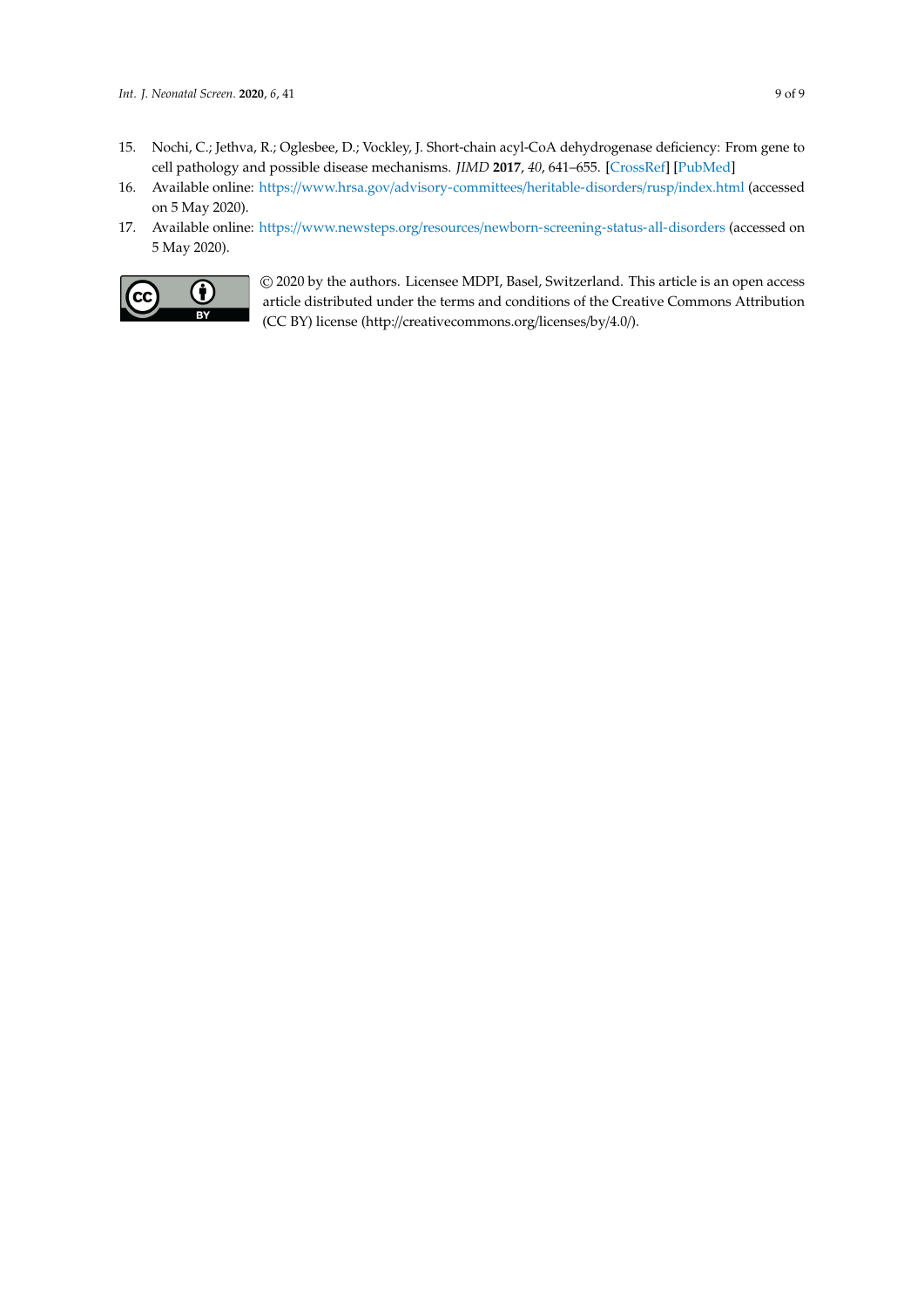15. Nochi, C.; Jethva, R.; Oglesbee, D.; Vockley, J. Short-chain acyl-CoA dehydrogenase deficiency: From gene to cell pathology and possible disease mechanisms. *JIMD* **2017**, *40*, 641–655. [CrossRef] [PubMed]
16. Available online: https://www.hrsa.gov/advisory-committees/heritable-disorders/rusp/index.html (accessed on 5 May 2020).
17. Available online: https://www.newsteps.org/resources/newborn-screening-status-all-disorders (accessed on 5 May 2020).

© 2020 by the authors. Licensee MDPI, Basel, Switzerland. This article is an open access article distributed under the terms and conditions of the Creative Commons Attribution (CC BY) license (http://creativecommons.org/licenses/by/4.0/).